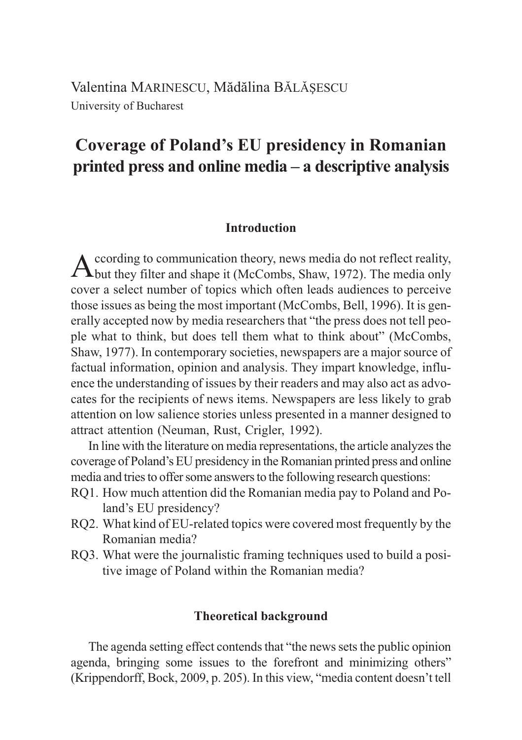Valentina MARINESCU, Mădălina BĂLĂŞESCU
University of Bucharest

# Coverage of Poland's EU presidency in Romanian printed press and online media – a descriptive analysis

## Introduction

According to communication theory, news media do not reflect reality, but they filter and shape it (McCombs, Shaw, 1972). The media only cover a select number of topics which often leads audiences to perceive those issues as being the most important (McCombs, Bell, 1996). It is generally accepted now by media researchers that "the press does not tell people what to think, but does tell them what to think about" (McCombs, Shaw, 1977). In contemporary societies, newspapers are a major source of factual information, opinion and analysis. They impart knowledge, influence the understanding of issues by their readers and may also act as advocates for the recipients of news items. Newspapers are less likely to grab attention on low salience stories unless presented in a manner designed to attract attention (Neuman, Rust, Crigler, 1992).

In line with the literature on media representations, the article analyzes the coverage of Poland's EU presidency in the Romanian printed press and online media and tries to offer some answers to the following research questions:

RQ1. How much attention did the Romanian media pay to Poland and Poland's EU presidency?

RQ2. What kind of EU-related topics were covered most frequently by the Romanian media?

RQ3. What were the journalistic framing techniques used to build a positive image of Poland within the Romanian media?

## Theoretical background

The agenda setting effect contends that "the news sets the public opinion agenda, bringing some issues to the forefront and minimizing others" (Krippendorff, Bock, 2009, p. 205). In this view, "media content doesn't tell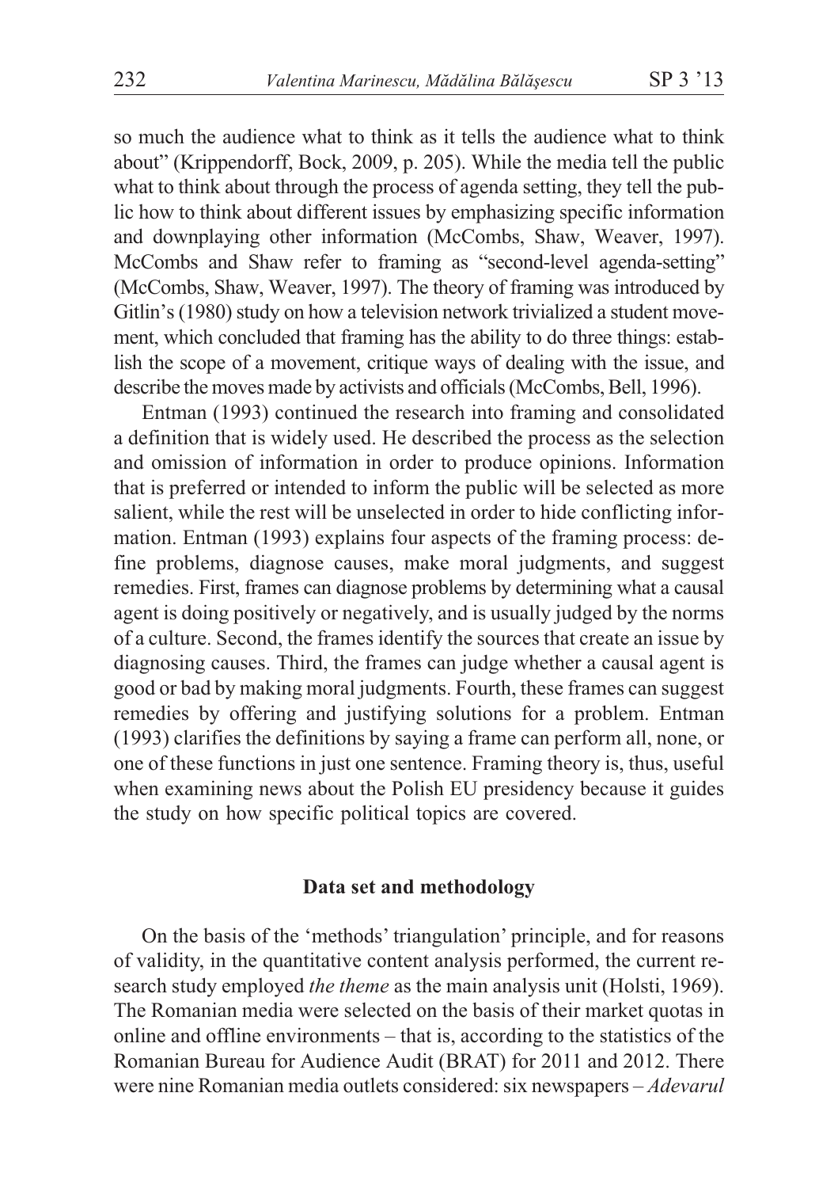so much the audience what to think as it tells the audience what to think about" (Krippendorff, Bock, 2009, p. 205). While the media tell the public what to think about through the process of agenda setting, they tell the public how to think about different issues by emphasizing specific information and downplaying other information (McCombs, Shaw, Weaver, 1997). McCombs and Shaw refer to framing as "second-level agenda-setting" (McCombs, Shaw, Weaver, 1997). The theory of framing was introduced by Gitlin's (1980) study on how a television network trivialized a student movement, which concluded that framing has the ability to do three things: establish the scope of a movement, critique ways of dealing with the issue, and describe the moves made by activists and officials (McCombs, Bell, 1996).

Entman (1993) continued the research into framing and consolidated a definition that is widely used. He described the process as the selection and omission of information in order to produce opinions. Information that is preferred or intended to inform the public will be selected as more salient, while the rest will be unselected in order to hide conflicting information. Entman (1993) explains four aspects of the framing process: define problems, diagnose causes, make moral judgments, and suggest remedies. First, frames can diagnose problems by determining what a causal agent is doing positively or negatively, and is usually judged by the norms of a culture. Second, the frames identify the sources that create an issue by diagnosing causes. Third, the frames can judge whether a causal agent is good or bad by making moral judgments. Fourth, these frames can suggest remedies by offering and justifying solutions for a problem. Entman (1993) clarifies the definitions by saying a frame can perform all, none, or one of these functions in just one sentence. Framing theory is, thus, useful when examining news about the Polish EU presidency because it guides the study on how specific political topics are covered.

## Data set and methodology

On the basis of the 'methods' triangulation' principle, and for reasons of validity, in the quantitative content analysis performed, the current research study employed *the theme* as the main analysis unit (Holsti, 1969). The Romanian media were selected on the basis of their market quotas in online and offline environments – that is, according to the statistics of the Romanian Bureau for Audience Audit (BRAT) for 2011 and 2012. There were nine Romanian media outlets considered: six newspapers – *Adevarul*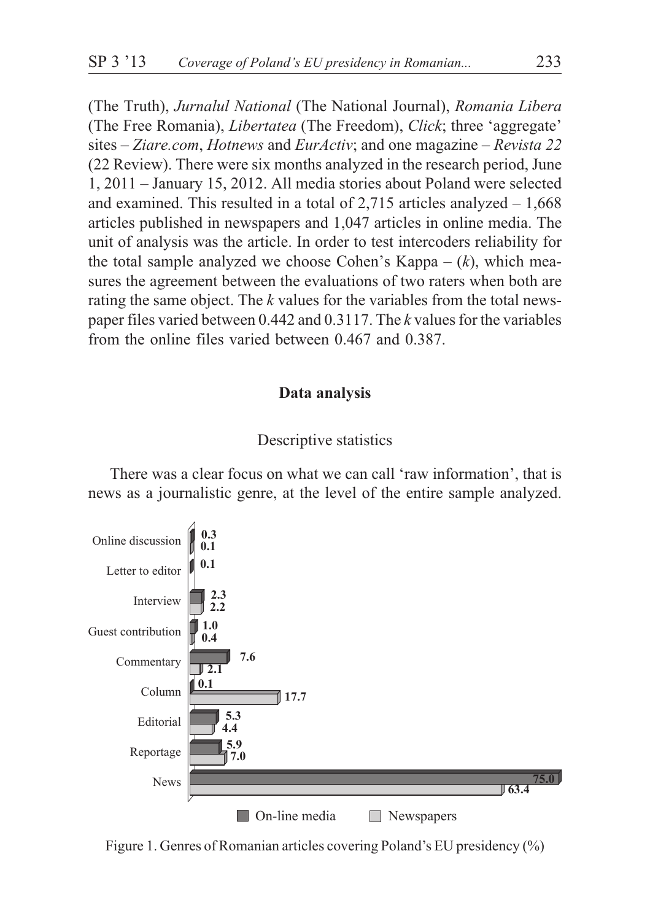(The Truth), *Jurnalul National* (The National Journal), *Romania Libera* (The Free Romania), *Libertatea* (The Freedom), *Click*; three 'aggregate' sites – *Ziare.com*, *Hotnews* and *EurActiv*; and one magazine – *Revista 22* (22 Review). There were six months analyzed in the research period, June 1, 2011 – January 15, 2012. All media stories about Poland were selected and examined. This resulted in a total of 2,715 articles analyzed – 1,668 articles published in newspapers and 1,047 articles in online media. The unit of analysis was the article. In order to test intercoders reliability for the total sample analyzed we choose Cohen's Kappa – ($k$), which measures the agreement between the evaluations of two raters when both are rating the same object. The $k$ values for the variables from the total newspaper files varied between 0.442 and 0.3117. The $k$ values for the variables from the online files varied between 0.467 and 0.387.

## Data analysis

### Descriptive statistics

There was a clear focus on what we can call 'raw information', that is news as a journalistic genre, at the level of the entire sample analyzed.

| Genre | On-line media | Newspapers |
|---|---|---|
| Online discussion | 0.3 | 0.1 |
| Letter to editor | 0.1 | |
| Interview | 2.3 | 2.2 |
| Guest contribution | 1.0 | 0.4 |
| Commentary | 7.6 | 2.1 |
| Column | 0.1 | 17.7 |
| Editorial | 5.3 | 4.4 |
| Reportage | 5.9 | 7.0 |
| News | 75.0 | 63.4 |

Figure 1. Genres of Romanian articles covering Poland's EU presidency (%)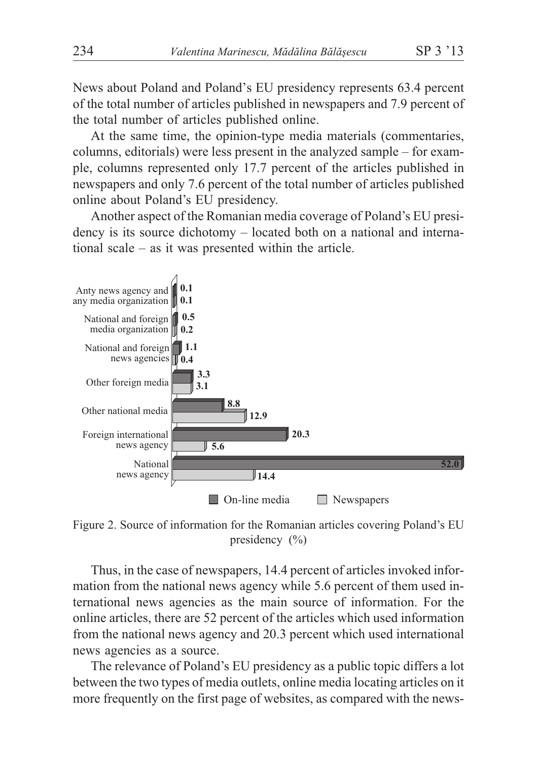News about Poland and Poland's EU presidency represents 63.4 percent of the total number of articles published in newspapers and 7.9 percent of the total number of articles published online.

At the same time, the opinion-type media materials (commentaries, columns, editorials) were less present in the analyzed sample – for example, columns represented only 17.7 percent of the articles published in newspapers and only 7.6 percent of the total number of articles published online about Poland's EU presidency.

Another aspect of the Romanian media coverage of Poland's EU presidency is its source dichotomy – located both on a national and international scale – as it was presented within the article.

| | On-line media | Newspapers |
|---|---|---|
| Anty news agency and any media organization | 0.1 | 0.1 |
| National and foreign media organization | 0.5 | 0.2 |
| National and foreign news agencies | 1.1 | 0.4 |
| Other foreign media | 3.3 | 3.1 |
| Other national media | 8.8 | 12.9 |
| Foreign international news agency | 20.3 | 5.6 |
| National news agency | 52.0 | 14.4 |

Figure 2. Source of information for the Romanian articles covering Poland's EU presidency (%)

Thus, in the case of newspapers, 14.4 percent of articles invoked information from the national news agency while 5.6 percent of them used international news agencies as the main source of information. For the online articles, there are 52 percent of the articles which used information from the national news agency and 20.3 percent which used international news agencies as a source.

The relevance of Poland's EU presidency as a public topic differs a lot between the two types of media outlets, online media locating articles on it more frequently on the first page of websites, as compared with the news-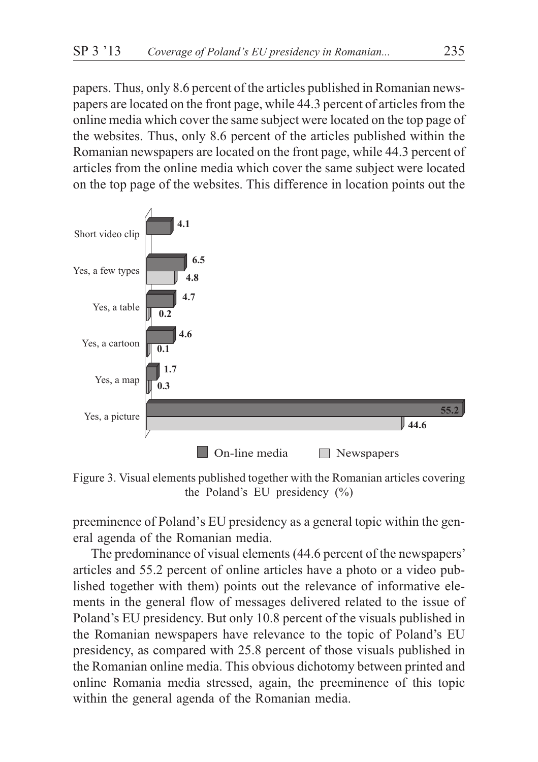papers. Thus, only 8.6 percent of the articles published in Romanian newspapers are located on the front page, while 44.3 percent of articles from the online media which cover the same subject were located on the top page of the websites. Thus, only 8.6 percent of the articles published within the Romanian newspapers are located on the front page, while 44.3 percent of articles from the online media which cover the same subject were located on the top page of the websites. This difference in location points out the

| | On-line media | Newspapers |
|---|---|---|
| Short video clip | 4.1 | |
| Yes, a few types | 6.5 | 4.8 |
| Yes, a table | 4.7 | 0.2 |
| Yes, a cartoon | 4.6 | 0.1 |
| Yes, a map | 1.7 | 0.3 |
| Yes, a picture | 55.2 | 44.6 |

Figure 3. Visual elements published together with the Romanian articles covering the Poland's EU presidency (%)

preeminence of Poland's EU presidency as a general topic within the general agenda of the Romanian media.

The predominance of visual elements (44.6 percent of the newspapers' articles and 55.2 percent of online articles have a photo or a video published together with them) points out the relevance of informative elements in the general flow of messages delivered related to the issue of Poland's EU presidency. But only 10.8 percent of the visuals published in the Romanian newspapers have relevance to the topic of Poland's EU presidency, as compared with 25.8 percent of those visuals published in the Romanian online media. This obvious dichotomy between printed and online Romania media stressed, again, the preeminence of this topic within the general agenda of the Romanian media.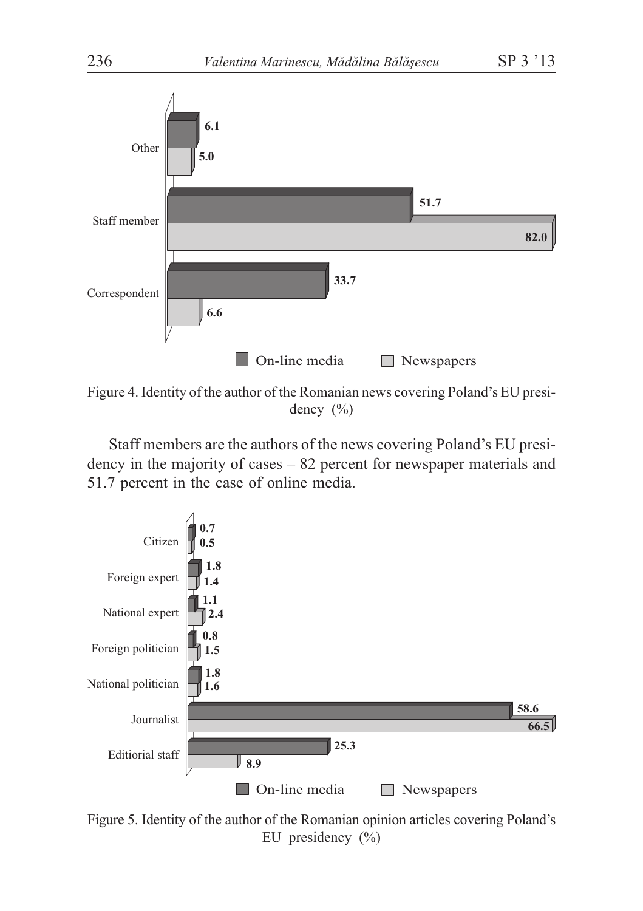| | On-line media | Newspapers |
|---|---|---|
| Other | 6.1 | 5.0 |
| Staff member | 51.7 | 82.0 |
| Correspondent | 33.7 | 6.6 |

Figure 4. Identity of the author of the Romanian news covering Poland's EU presidency (%)

Staff members are the authors of the news covering Poland's EU presidency in the majority of cases – 82 percent for newspaper materials and 51.7 percent in the case of online media.

| | On-line media | Newspapers |
|---|---|---|
| Citizen | 0.7 | 0.5 |
| Foreign expert | 1.8 | 1.4 |
| National expert | 1.1 | 2.4 |
| Foreign politician | 0.8 | 1.5 |
| National politician | 1.8 | 1.6 |
| Journalist | 58.6 | 66.5 |
| Editiorial staff | 25.3 | 8.9 |

Figure 5. Identity of the author of the Romanian opinion articles covering Poland's EU presidency (%)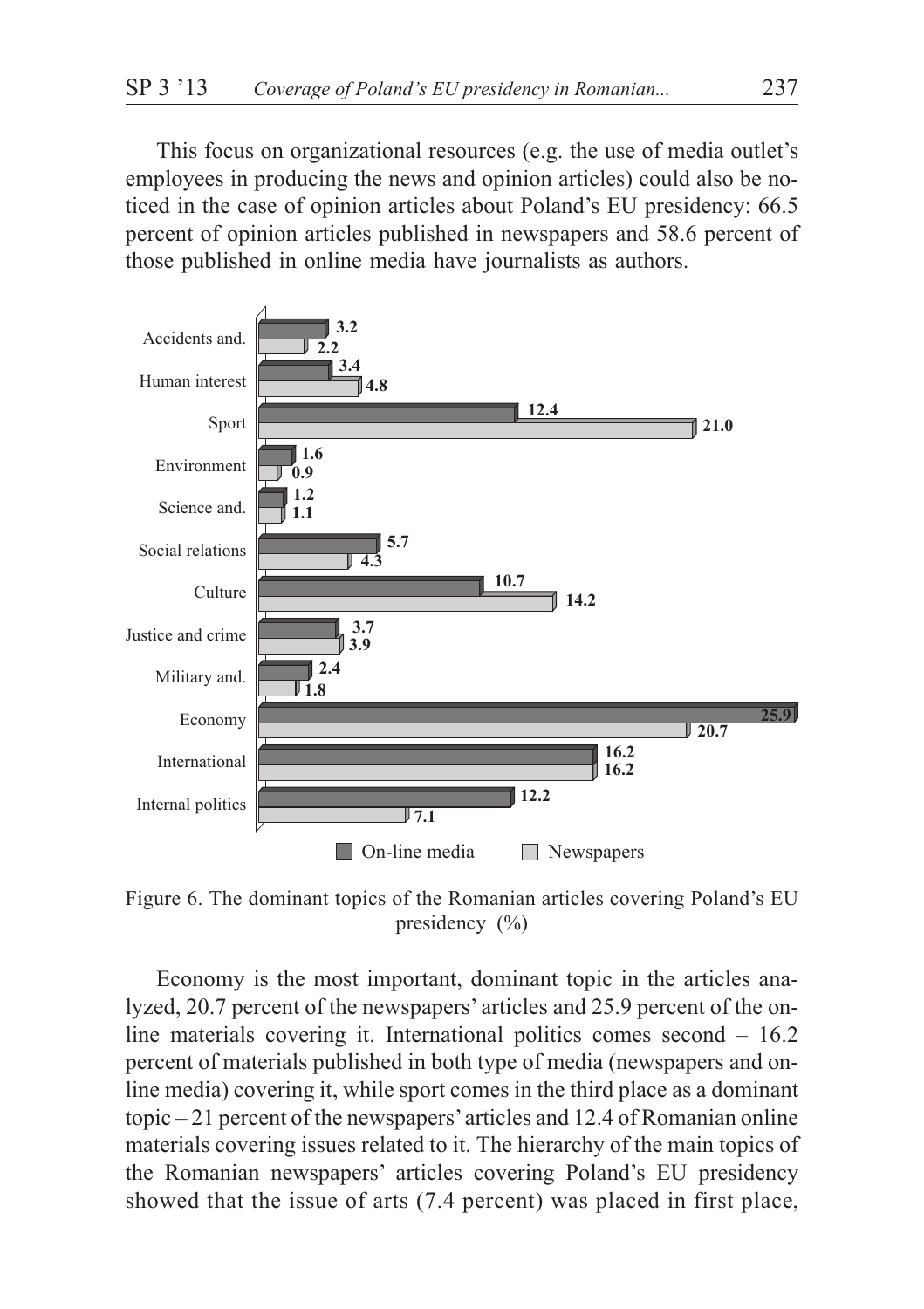This focus on organizational resources (e.g. the use of media outlet's employees in producing the news and opinion articles) could also be noticed in the case of opinion articles about Poland's EU presidency: 66.5 percent of opinion articles published in newspapers and 58.6 percent of those published in online media have journalists as authors.

| Topic | On-line media | Newspapers |
| --- | --- | --- |
| Accidents and. | 3.2 | 2.2 |
| Human interest | 3.4 | 4.8 |
| Sport | 12.4 | 21.0 |
| Environment | 1.6 | 0.9 |
| Science and. | 1.2 | 1.1 |
| Social relations | 5.7 | 4.3 |
| Culture | 10.7 | 14.2 |
| Justice and crime | 3.7 | 3.9 |
| Military and. | 2.4 | 1.8 |
| Economy | 25.9 | 20.7 |
| International | 16.2 | 16.2 |
| Internal politics | 12.2 | 7.1 |

Figure 6. The dominant topics of the Romanian articles covering Poland's EU presidency (%)

Economy is the most important, dominant topic in the articles analyzed, 20.7 percent of the newspapers' articles and 25.9 percent of the online materials covering it. International politics comes second – 16.2 percent of materials published in both type of media (newspapers and online media) covering it, while sport comes in the third place as a dominant topic – 21 percent of the newspapers' articles and 12.4 of Romanian online materials covering issues related to it. The hierarchy of the main topics of the Romanian newspapers' articles covering Poland's EU presidency showed that the issue of arts (7.4 percent) was placed in first place,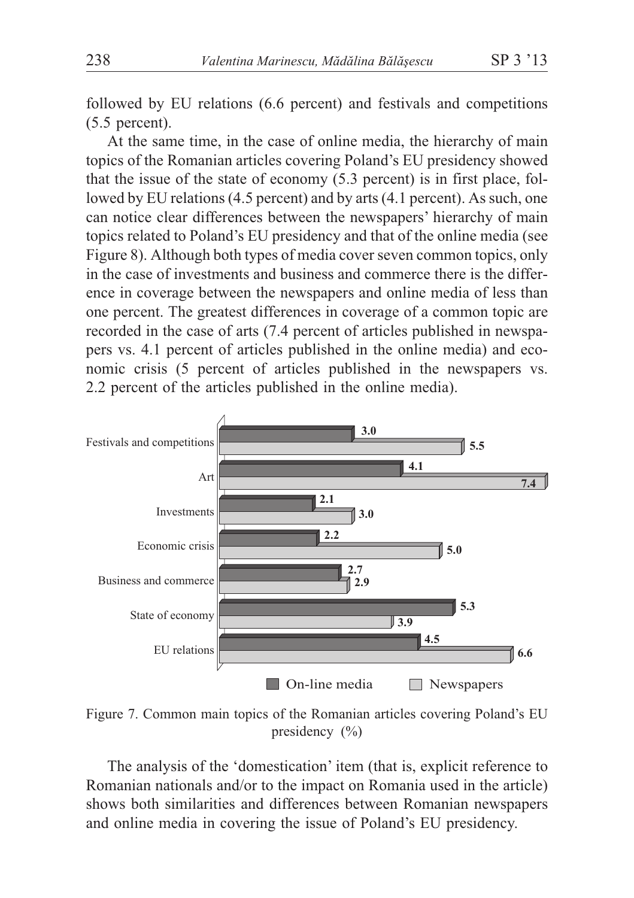followed by EU relations (6.6 percent) and festivals and competitions (5.5 percent).

At the same time, in the case of online media, the hierarchy of main topics of the Romanian articles covering Poland's EU presidency showed that the issue of the state of economy (5.3 percent) is in first place, followed by EU relations (4.5 percent) and by arts (4.1 percent). As such, one can notice clear differences between the newspapers' hierarchy of main topics related to Poland's EU presidency and that of the online media (see Figure 8). Although both types of media cover seven common topics, only in the case of investments and business and commerce there is the difference in coverage between the newspapers and online media of less than one percent. The greatest differences in coverage of a common topic are recorded in the case of arts (7.4 percent of articles published in newspapers vs. 4.1 percent of articles published in the online media) and economic crisis (5 percent of articles published in the newspapers vs. 2.2 percent of the articles published in the online media).

| Topic | On-line media | Newspapers |
|---|---|---|
| Festivals and competitions | 3.0 | 5.5 |
| Art | 4.1 | 7.4 |
| Investments | 2.1 | 3.0 |
| Economic crisis | 2.2 | 5.0 |
| Business and commerce | 2.7 | 2.9 |
| State of economy | 5.3 | 3.9 |
| EU relations | 4.5 | 6.6 |

Figure 7. Common main topics of the Romanian articles covering Poland's EU presidency (%)

The analysis of the 'domestication' item (that is, explicit reference to Romanian nationals and/or to the impact on Romania used in the article) shows both similarities and differences between Romanian newspapers and online media in covering the issue of Poland's EU presidency.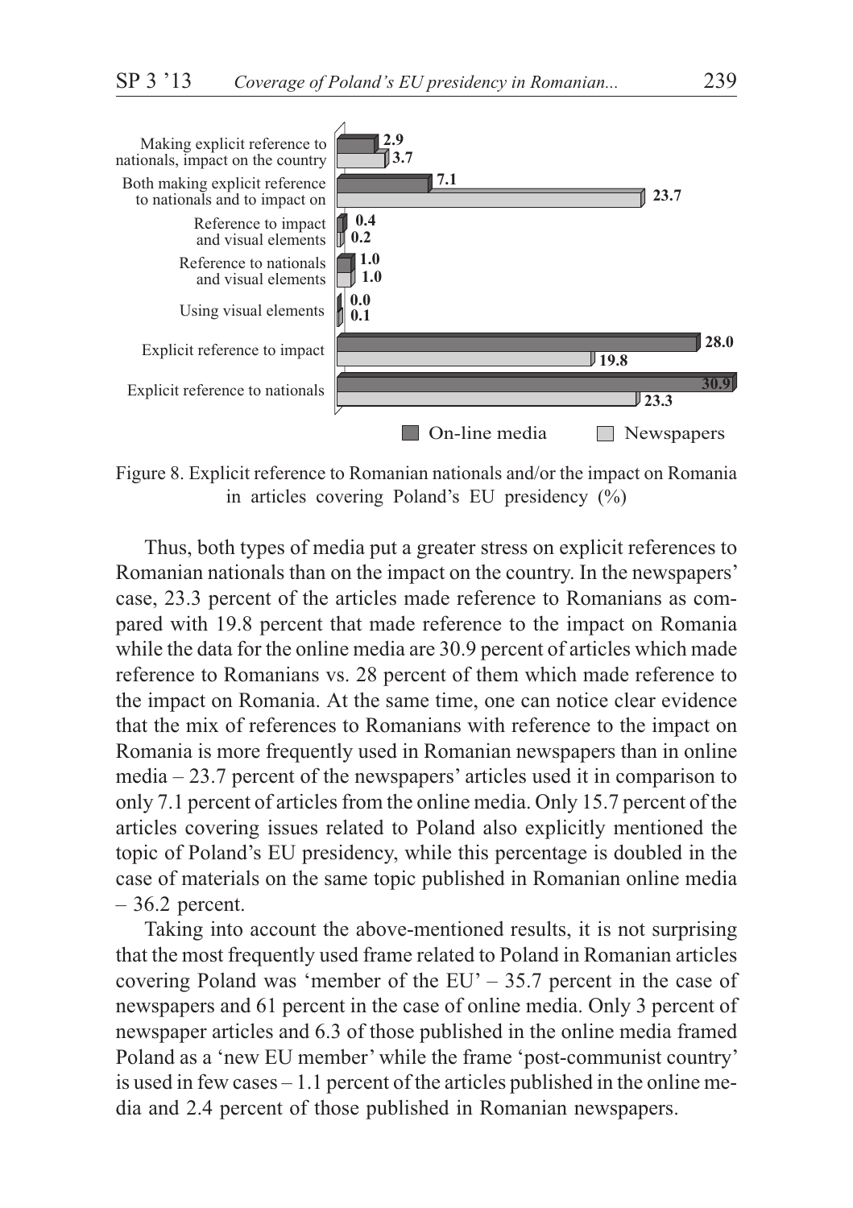| | On-line media | Newspapers |
|---|---|---|
| Making explicit reference to nationals, impact on the country | 2.9 | 3.7 |
| Both making explicit reference to nationals and to impact on | 7.1 | 23.7 |
| Reference to impact and visual elements | 0.4 | 0.2 |
| Reference to nationals and visual elements | 1.0 | 1.0 |
| Using visual elements | 0.0 | 0.1 |
| Explicit reference to impact | 28.0 | 19.8 |
| Explicit reference to nationals | 30.9 | 23.3 |

Figure 8. Explicit reference to Romanian nationals and/or the impact on Romania in articles covering Poland's EU presidency (%)

Thus, both types of media put a greater stress on explicit references to Romanian nationals than on the impact on the country. In the newspapers' case, 23.3 percent of the articles made reference to Romanians as compared with 19.8 percent that made reference to the impact on Romania while the data for the online media are 30.9 percent of articles which made reference to Romanians vs. 28 percent of them which made reference to the impact on Romania. At the same time, one can notice clear evidence that the mix of references to Romanians with reference to the impact on Romania is more frequently used in Romanian newspapers than in online media – 23.7 percent of the newspapers' articles used it in comparison to only 7.1 percent of articles from the online media. Only 15.7 percent of the articles covering issues related to Poland also explicitly mentioned the topic of Poland's EU presidency, while this percentage is doubled in the case of materials on the same topic published in Romanian online media – 36.2 percent.

Taking into account the above-mentioned results, it is not surprising that the most frequently used frame related to Poland in Romanian articles covering Poland was 'member of the EU' – 35.7 percent in the case of newspapers and 61 percent in the case of online media. Only 3 percent of newspaper articles and 6.3 of those published in the online media framed Poland as a 'new EU member' while the frame 'post-communist country' is used in few cases – 1.1 percent of the articles published in the online media and 2.4 percent of those published in Romanian newspapers.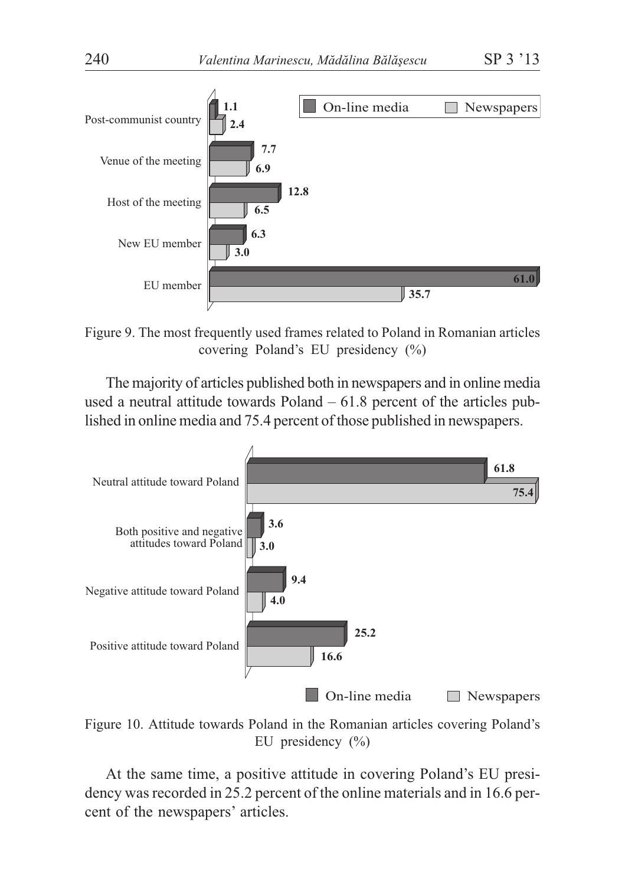Figure 9. The most frequently used frames related to Poland in Romanian articles covering Poland's EU presidency (%)

The majority of articles published both in newspapers and in online media used a neutral attitude towards Poland – 61.8 percent of the articles published in online media and 75.4 percent of those published in newspapers.

Figure 10. Attitude towards Poland in the Romanian articles covering Poland's EU presidency (%)

At the same time, a positive attitude in covering Poland's EU presidency was recorded in 25.2 percent of the online materials and in 16.6 percent of the newspapers' articles.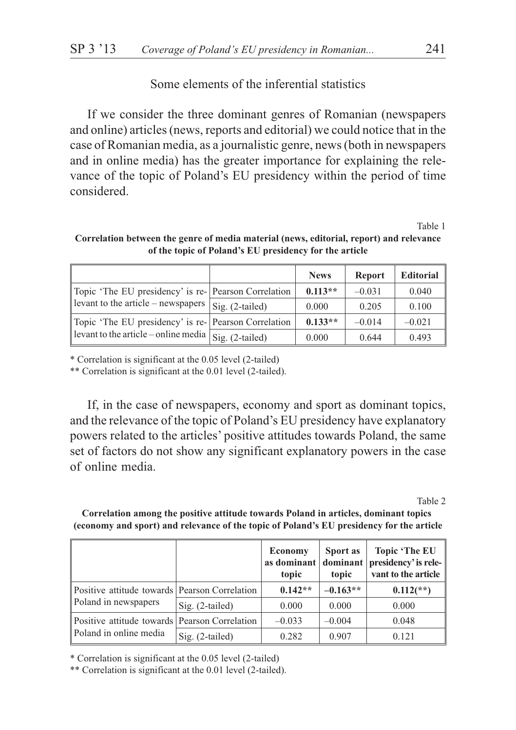Some elements of the inferential statistics

If we consider the three dominant genres of Romanian (newspapers and online) articles (news, reports and editorial) we could notice that in the case of Romanian media, as a journalistic genre, news (both in newspapers and in online media) has the greater importance for explaining the relevance of the topic of Poland's EU presidency within the period of time considered.

Table 1

**Correlation between the genre of media material (news, editorial, report) and relevance of the topic of Poland's EU presidency for the article**

| | | **News** | **Report** | **Editorial** |
|---|---|---|---|---|
| Topic 'The EU presidency' is relevant to the article – newspapers | Pearson Correlation | **0.113\*\*** | –0.031 | 0.040 |
| | Sig. (2-tailed) | 0.000 | 0.205 | 0.100 |
| Topic 'The EU presidency' is relevant to the article – online media | Pearson Correlation | **0.133\*\*** | –0.014 | –0.021 |
| | Sig. (2-tailed) | 0.000 | 0.644 | 0.493 |

\* Correlation is significant at the 0.05 level (2-tailed)

\*\* Correlation is significant at the 0.01 level (2-tailed).

If, in the case of newspapers, economy and sport as dominant topics, and the relevance of the topic of Poland's EU presidency have explanatory powers related to the articles' positive attitudes towards Poland, the same set of factors do not show any significant explanatory powers in the case of online media.

Table 2

**Correlation among the positive attitude towards Poland in articles, dominant topics (economy and sport) and relevance of the topic of Poland's EU presidency for the article**

| | | **Economy as dominant topic** | **Sport as dominant topic** | **Topic 'The EU presidency' is relevant to the article** |
|---|---|---|---|---|
| Positive attitude towards Poland in newspapers | Pearson Correlation | **0.142\*\*** | **–0.163\*\*** | **0.112(\*\*)** |
| | Sig. (2-tailed) | 0.000 | 0.000 | 0.000 |
| Positive attitude towards Poland in online media | Pearson Correlation | –0.033 | –0.004 | 0.048 |
| | Sig. (2-tailed) | 0.282 | 0.907 | 0.121 |

\* Correlation is significant at the 0.05 level (2-tailed)

\*\* Correlation is significant at the 0.01 level (2-tailed).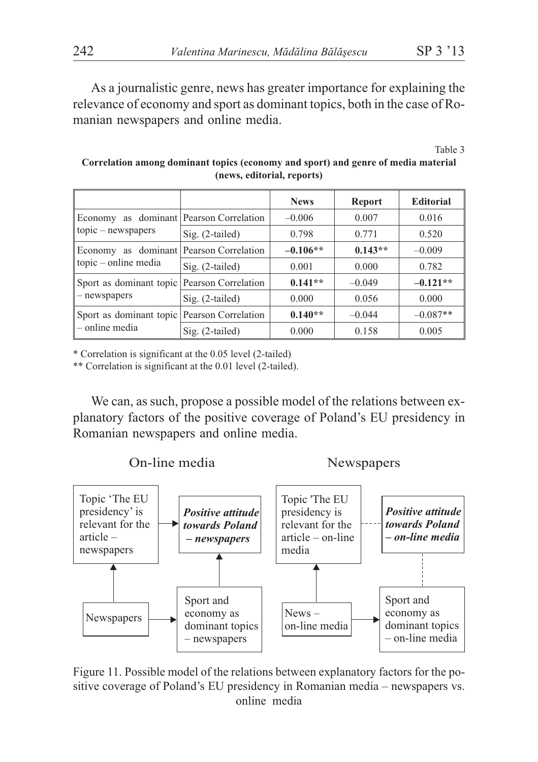As a journalistic genre, news has greater importance for explaining the relevance of economy and sport as dominant topics, both in the case of Romanian newspapers and online media.

Table 3

**Correlation among dominant topics (economy and sport) and genre of media material (news, editorial, reports)**

| | | News | Report | Editorial |
|---|---|---|---|---|
| Economy as dominant topic – newspapers | Pearson Correlation | –0.006 | 0.007 | 0.016 |
| | Sig. (2-tailed) | 0.798 | 0.771 | 0.520 |
| Economy as dominant topic – online media | Pearson Correlation | **–0.106**** | **0.143**** | –0.009 |
| | Sig. (2-tailed) | 0.001 | 0.000 | 0.782 |
| Sport as dominant topic – newspapers | Pearson Correlation | **0.141**** | –0.049 | **–0.121**** |
| | Sig. (2-tailed) | 0.000 | 0.056 | 0.000 |
| Sport as dominant topic – online media | Pearson Correlation | **0.140**** | –0.044 | –0.087** |
| | Sig. (2-tailed) | 0.000 | 0.158 | 0.005 |

\* Correlation is significant at the 0.05 level (2-tailed)

** Correlation is significant at the 0.01 level (2-tailed).

We can, as such, propose a possible model of the relations between explanatory factors of the positive coverage of Poland's EU presidency in Romanian newspapers and online media.

On-line media | Newspapers

Topic 'The EU presidency' is relevant for the article – newspapers → ***Positive attitude towards Poland – newspapers***

Newspapers → Sport and economy as dominant topics – newspapers

Topic 'The EU presidency is relevant for the article – on-line media - - - ***Positive attitude towards Poland – on-line media***

News – on-line media → Sport and economy as dominant topics – on-line media

Figure 11. Possible model of the relations between explanatory factors for the positive coverage of Poland's EU presidency in Romanian media – newspapers vs. online media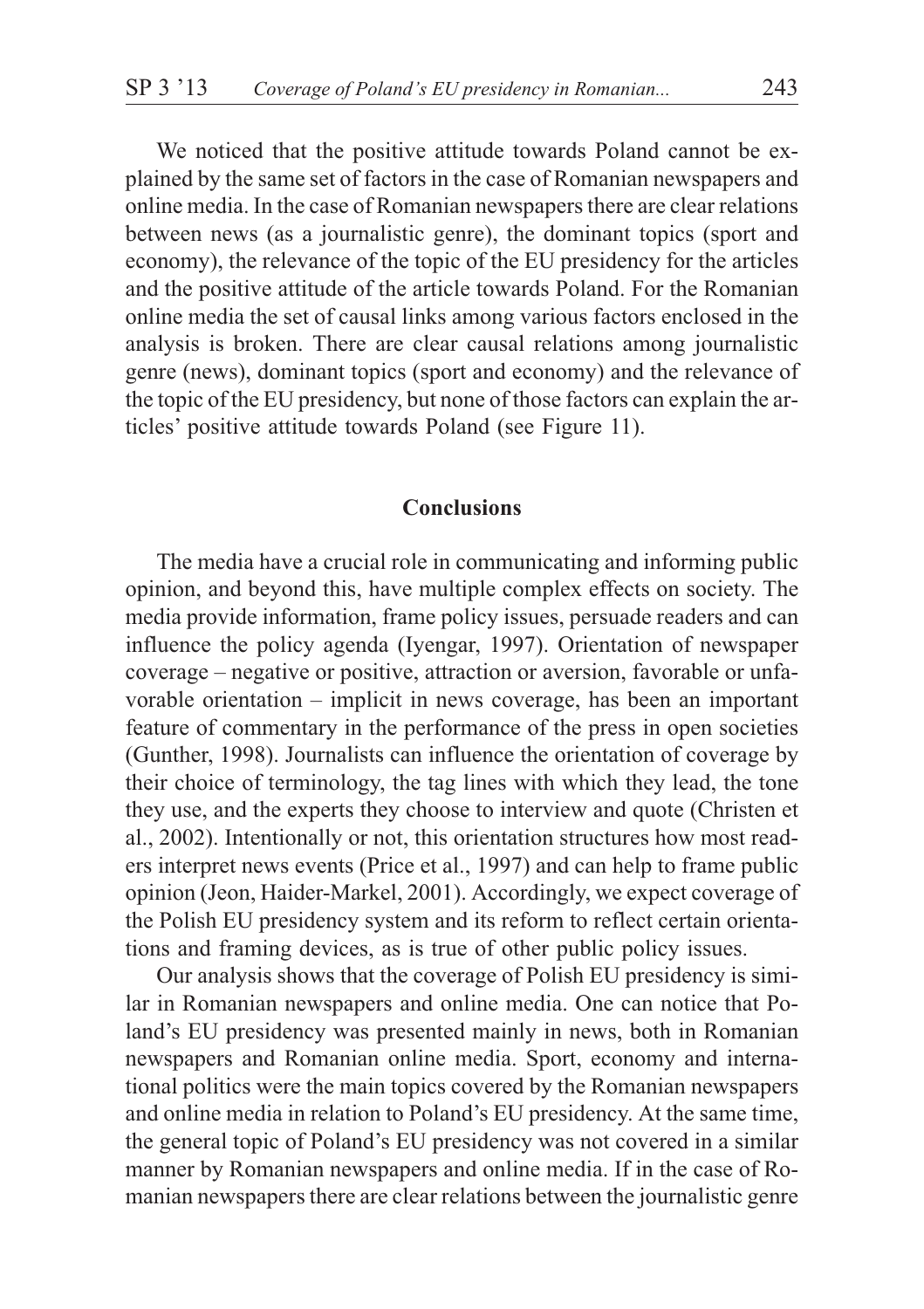We noticed that the positive attitude towards Poland cannot be explained by the same set of factors in the case of Romanian newspapers and online media. In the case of Romanian newspapers there are clear relations between news (as a journalistic genre), the dominant topics (sport and economy), the relevance of the topic of the EU presidency for the articles and the positive attitude of the article towards Poland. For the Romanian online media the set of causal links among various factors enclosed in the analysis is broken. There are clear causal relations among journalistic genre (news), dominant topics (sport and economy) and the relevance of the topic of the EU presidency, but none of those factors can explain the articles' positive attitude towards Poland (see Figure 11).

## Conclusions

The media have a crucial role in communicating and informing public opinion, and beyond this, have multiple complex effects on society. The media provide information, frame policy issues, persuade readers and can influence the policy agenda (Iyengar, 1997). Orientation of newspaper coverage – negative or positive, attraction or aversion, favorable or unfavorable orientation – implicit in news coverage, has been an important feature of commentary in the performance of the press in open societies (Gunther, 1998). Journalists can influence the orientation of coverage by their choice of terminology, the tag lines with which they lead, the tone they use, and the experts they choose to interview and quote (Christen et al., 2002). Intentionally or not, this orientation structures how most readers interpret news events (Price et al., 1997) and can help to frame public opinion (Jeon, Haider-Markel, 2001). Accordingly, we expect coverage of the Polish EU presidency system and its reform to reflect certain orientations and framing devices, as is true of other public policy issues.

Our analysis shows that the coverage of Polish EU presidency is similar in Romanian newspapers and online media. One can notice that Poland's EU presidency was presented mainly in news, both in Romanian newspapers and Romanian online media. Sport, economy and international politics were the main topics covered by the Romanian newspapers and online media in relation to Poland's EU presidency. At the same time, the general topic of Poland's EU presidency was not covered in a similar manner by Romanian newspapers and online media. If in the case of Romanian newspapers there are clear relations between the journalistic genre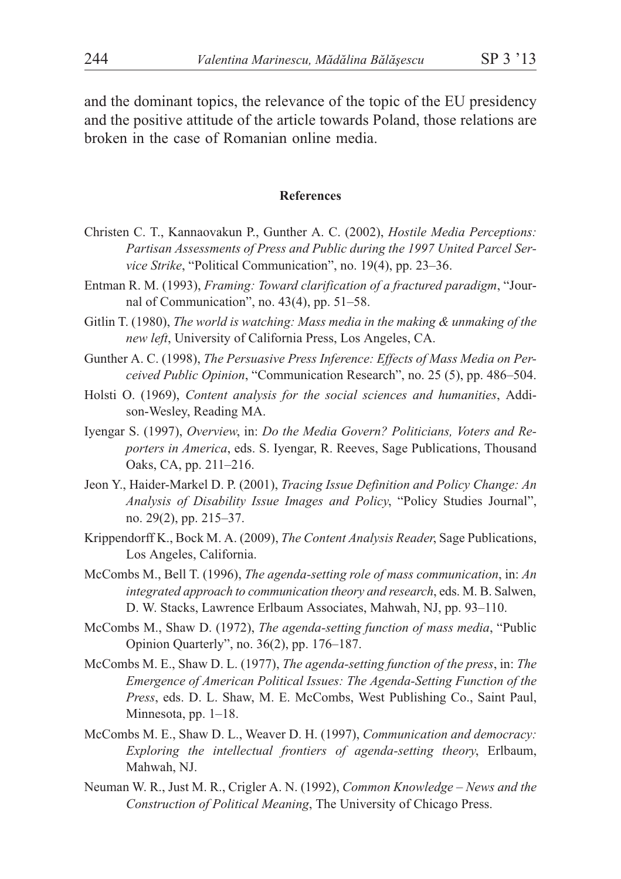and the dominant topics, the relevance of the topic of the EU presidency and the positive attitude of the article towards Poland, those relations are broken in the case of Romanian online media.

## References

Christen C. T., Kannaovakun P., Gunther A. C. (2002), *Hostile Media Perceptions: Partisan Assessments of Press and Public during the 1997 United Parcel Service Strike*, "Political Communication", no. 19(4), pp. 23–36.

Entman R. M. (1993), *Framing: Toward clarification of a fractured paradigm*, "Journal of Communication", no. 43(4), pp. 51–58.

Gitlin T. (1980), *The world is watching: Mass media in the making & unmaking of the new left*, University of California Press, Los Angeles, CA.

Gunther A. C. (1998), *The Persuasive Press Inference: Effects of Mass Media on Perceived Public Opinion*, "Communication Research", no. 25 (5), pp. 486–504.

Holsti O. (1969), *Content analysis for the social sciences and humanities*, Addison-Wesley, Reading MA.

Iyengar S. (1997), *Overview*, in: *Do the Media Govern? Politicians, Voters and Reporters in America*, eds. S. Iyengar, R. Reeves, Sage Publications, Thousand Oaks, CA, pp. 211–216.

Jeon Y., Haider-Markel D. P. (2001), *Tracing Issue Definition and Policy Change: An Analysis of Disability Issue Images and Policy*, "Policy Studies Journal", no. 29(2), pp. 215–37.

Krippendorff K., Bock M. A. (2009), *The Content Analysis Reader*, Sage Publications, Los Angeles, California.

McCombs M., Bell T. (1996), *The agenda-setting role of mass communication*, in: *An integrated approach to communication theory and research*, eds. M. B. Salwen, D. W. Stacks, Lawrence Erlbaum Associates, Mahwah, NJ, pp. 93–110.

McCombs M., Shaw D. (1972), *The agenda-setting function of mass media*, "Public Opinion Quarterly", no. 36(2), pp. 176–187.

McCombs M. E., Shaw D. L. (1977), *The agenda-setting function of the press*, in: *The Emergence of American Political Issues: The Agenda-Setting Function of the Press*, eds. D. L. Shaw, M. E. McCombs, West Publishing Co., Saint Paul, Minnesota, pp. 1–18.

McCombs M. E., Shaw D. L., Weaver D. H. (1997), *Communication and democracy: Exploring the intellectual frontiers of agenda-setting theory*, Erlbaum, Mahwah, NJ.

Neuman W. R., Just M. R., Crigler A. N. (1992), *Common Knowledge – News and the Construction of Political Meaning*, The University of Chicago Press.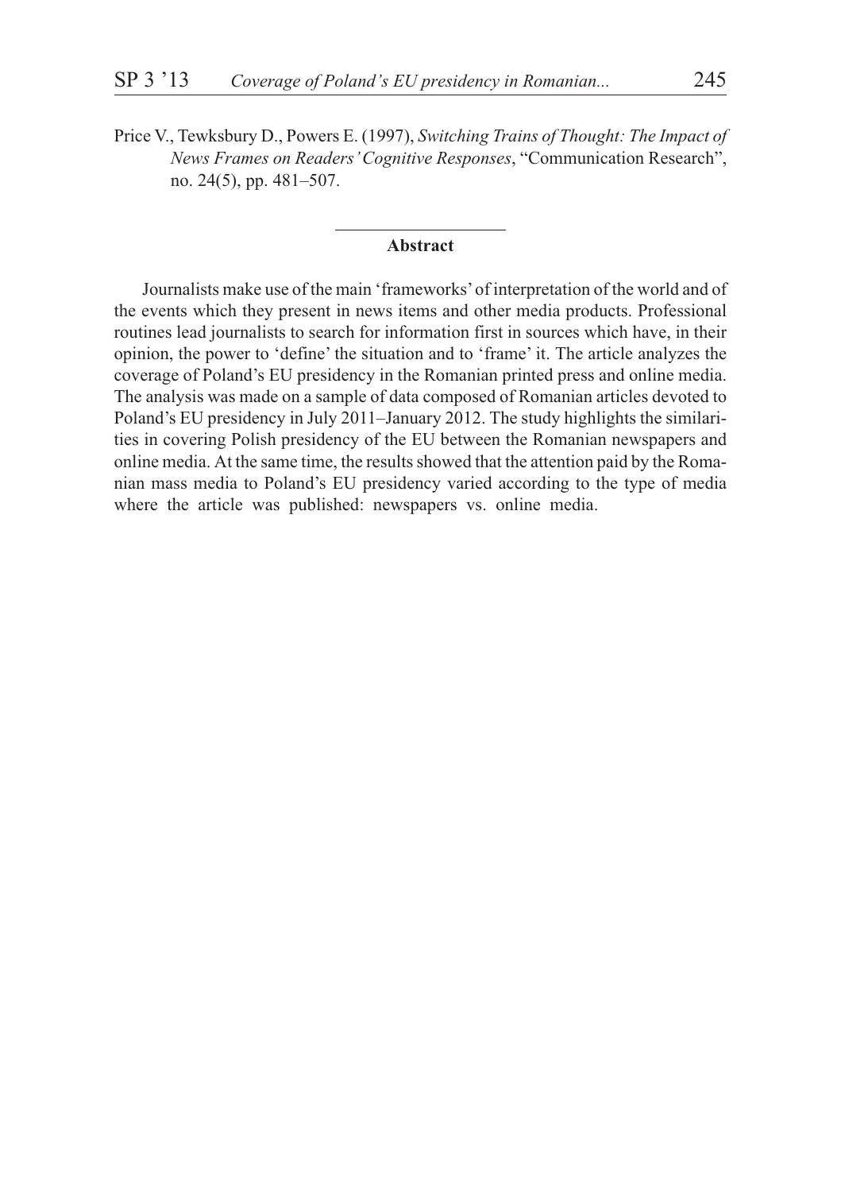Price V., Tewksbury D., Powers E. (1997), *Switching Trains of Thought: The Impact of News Frames on Readers' Cognitive Responses*, "Communication Research", no. 24(5), pp. 481–507.

## Abstract

Journalists make use of the main 'frameworks' of interpretation of the world and of the events which they present in news items and other media products. Professional routines lead journalists to search for information first in sources which have, in their opinion, the power to 'define' the situation and to 'frame' it. The article analyzes the coverage of Poland's EU presidency in the Romanian printed press and online media. The analysis was made on a sample of data composed of Romanian articles devoted to Poland's EU presidency in July 2011–January 2012. The study highlights the similarities in covering Polish presidency of the EU between the Romanian newspapers and online media. At the same time, the results showed that the attention paid by the Romanian mass media to Poland's EU presidency varied according to the type of media where the article was published: newspapers vs. online media.